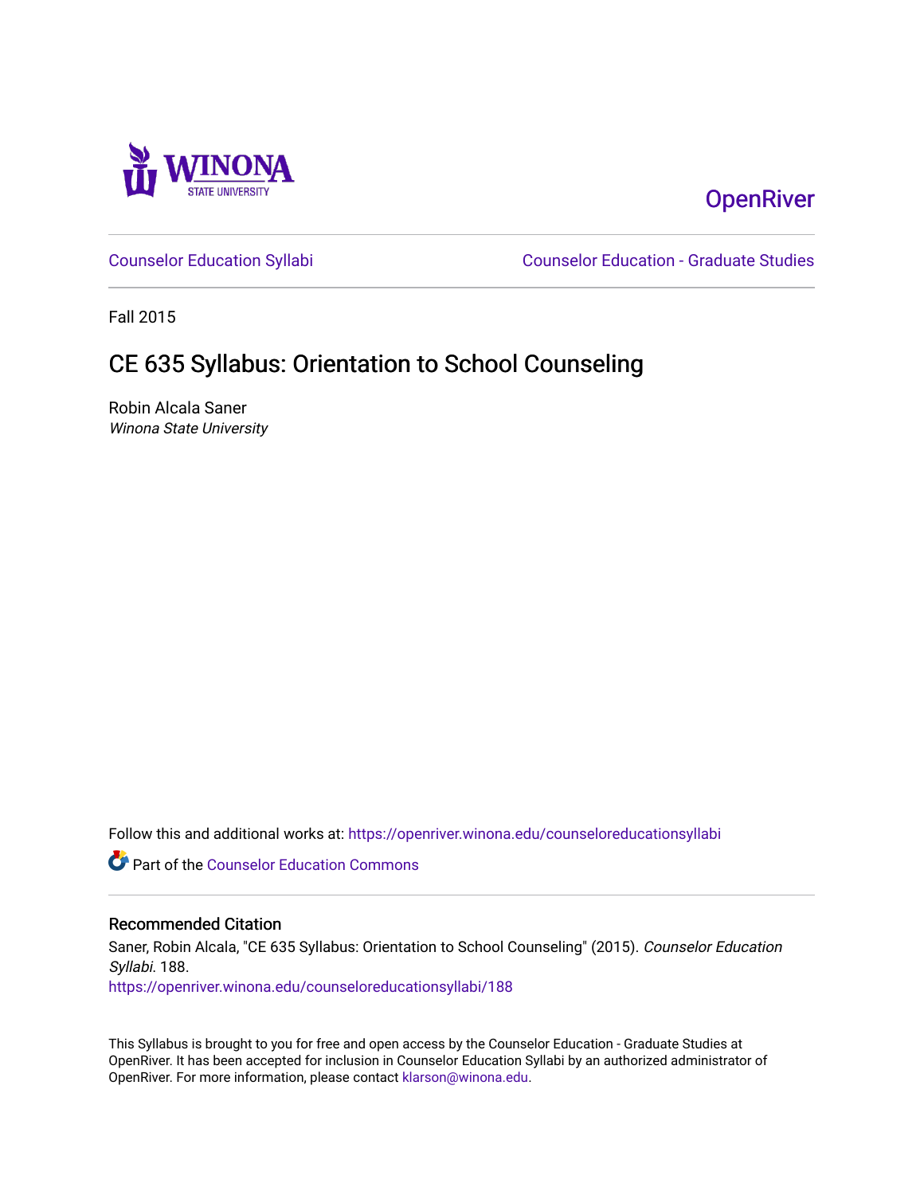WINONA STATE UNIVERSITY

OpenRiver

Counselor Education Syllabi

Counselor Education - Graduate Studies

Fall 2015

# CE 635 Syllabus: Orientation to School Counseling

Robin Alcala Saner
*Winona State University*

Follow this and additional works at: https://openriver.winona.edu/counseloreducationsyllabi

Part of the Counselor Education Commons

## Recommended Citation

Saner, Robin Alcala, "CE 635 Syllabus: Orientation to School Counseling" (2015). *Counselor Education Syllabi*. 188.
https://openriver.winona.edu/counseloreducationsyllabi/188

This Syllabus is brought to you for free and open access by the Counselor Education - Graduate Studies at OpenRiver. It has been accepted for inclusion in Counselor Education Syllabi by an authorized administrator of OpenRiver. For more information, please contact klarson@winona.edu.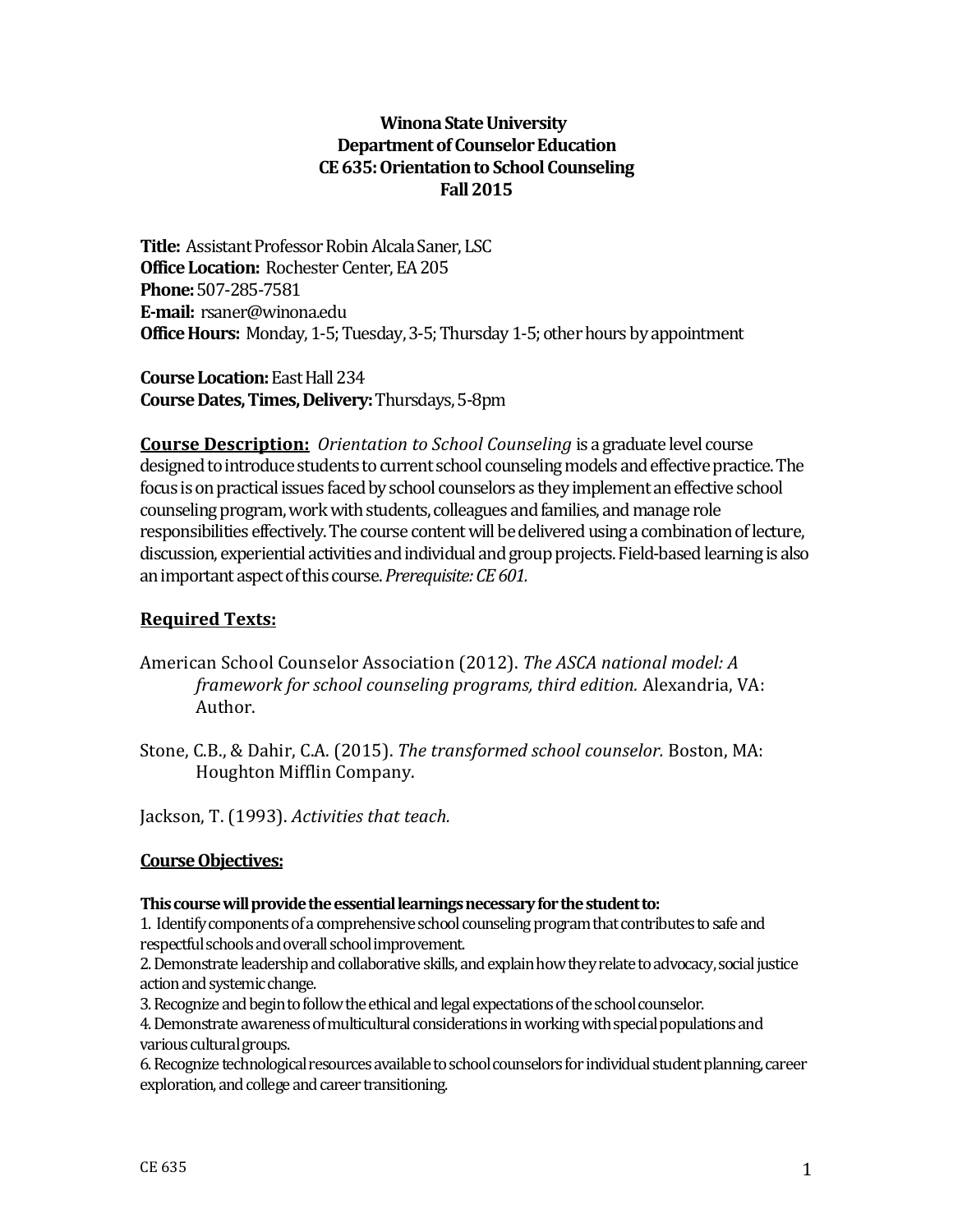**Winona State University**
**Department of Counselor Education**
**CE 635: Orientation to School Counseling**
**Fall 2015**

**Title:** Assistant Professor Robin Alcala Saner, LSC
**Office Location:** Rochester Center, EA 205
**Phone:** 507-285-7581
**E-mail:** rsaner@winona.edu
**Office Hours:** Monday, 1-5; Tuesday, 3-5; Thursday 1-5; other hours by appointment

**Course Location:** East Hall 234
**Course Dates, Times, Delivery:** Thursdays, 5-8pm

**Course Description:** *Orientation to School Counseling* is a graduate level course designed to introduce students to current school counseling models and effective practice. The focus is on practical issues faced by school counselors as they implement an effective school counseling program, work with students, colleagues and families, and manage role responsibilities effectively. The course content will be delivered using a combination of lecture, discussion, experiential activities and individual and group projects. Field-based learning is also an important aspect of this course. *Prerequisite: CE 601.*

## Required Texts:

American School Counselor Association (2012). *The ASCA national model: A framework for school counseling programs, third edition.* Alexandria, VA: Author.

Stone, C.B., & Dahir, C.A. (2015). *The transformed school counselor.* Boston, MA: Houghton Mifflin Company.

Jackson, T. (1993). *Activities that teach.*

## Course Objectives:

**This course will provide the essential learnings necessary for the student to:**

1. Identify components of a comprehensive school counseling program that contributes to safe and respectful schools and overall school improvement.
2. Demonstrate leadership and collaborative skills, and explain how they relate to advocacy, social justice action and systemic change.
3. Recognize and begin to follow the ethical and legal expectations of the school counselor.
4. Demonstrate awareness of multicultural considerations in working with special populations and various cultural groups.
6. Recognize technological resources available to school counselors for individual student planning, career exploration, and college and career transitioning.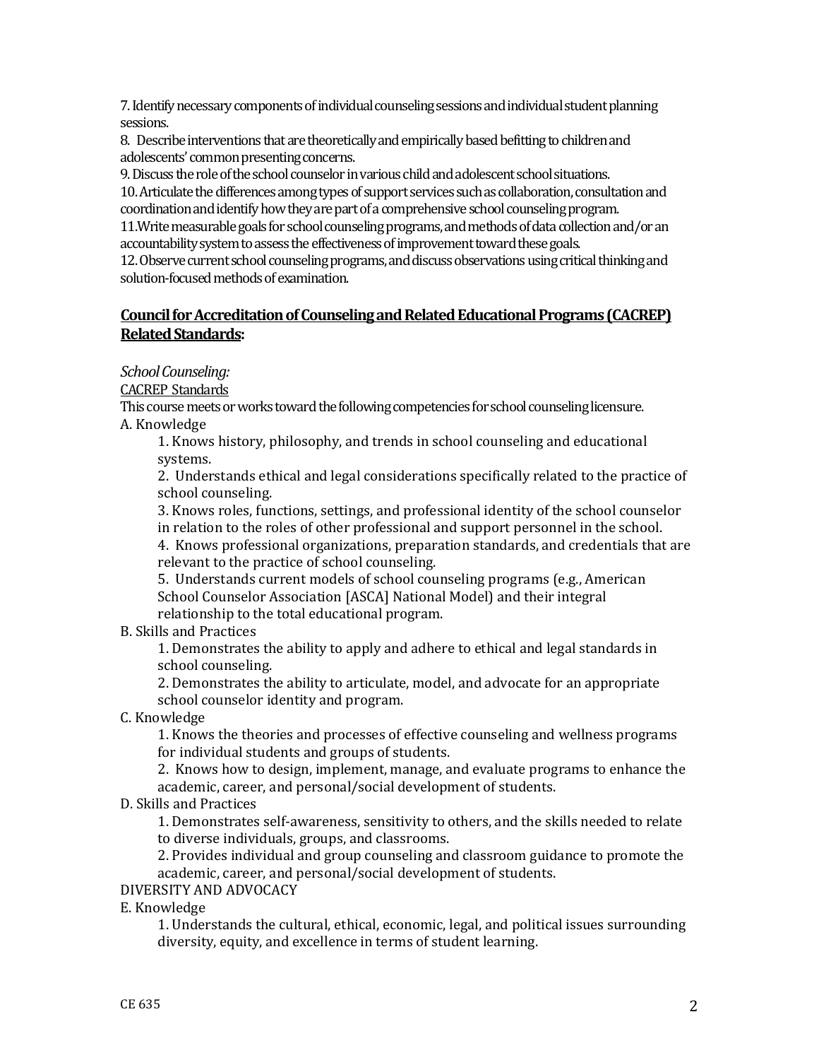7. Identify necessary components of individual counseling sessions and individual student planning sessions.
8. Describe interventions that are theoretically and empirically based befitting to children and adolescents' common presenting concerns.
9. Discuss the role of the school counselor in various child and adolescent school situations.
10. Articulate the differences among types of support services such as collaboration, consultation and coordination and identify how they are part of a comprehensive school counseling program.
11. Write measurable goals for school counseling programs, and methods of data collection and/or an accountability system to assess the effectiveness of improvement toward these goals.
12. Observe current school counseling programs, and discuss observations using critical thinking and solution-focused methods of examination.

**Council for Accreditation of Counseling and Related Educational Programs (CACREP) Related Standards:**

*School Counseling:*

CACREP Standards

This course meets or works toward the following competencies for school counseling licensure.

A. Knowledge

1. Knows history, philosophy, and trends in school counseling and educational systems.
2. Understands ethical and legal considerations specifically related to the practice of school counseling.
3. Knows roles, functions, settings, and professional identity of the school counselor in relation to the roles of other professional and support personnel in the school.
4. Knows professional organizations, preparation standards, and credentials that are relevant to the practice of school counseling.
5. Understands current models of school counseling programs (e.g., American School Counselor Association [ASCA] National Model) and their integral relationship to the total educational program.

B. Skills and Practices

1. Demonstrates the ability to apply and adhere to ethical and legal standards in school counseling.
2. Demonstrates the ability to articulate, model, and advocate for an appropriate school counselor identity and program.

C. Knowledge

1. Knows the theories and processes of effective counseling and wellness programs for individual students and groups of students.
2. Knows how to design, implement, manage, and evaluate programs to enhance the academic, career, and personal/social development of students.

D. Skills and Practices

1. Demonstrates self-awareness, sensitivity to others, and the skills needed to relate to diverse individuals, groups, and classrooms.
2. Provides individual and group counseling and classroom guidance to promote the academic, career, and personal/social development of students.

DIVERSITY AND ADVOCACY

E. Knowledge

1. Understands the cultural, ethical, economic, legal, and political issues surrounding diversity, equity, and excellence in terms of student learning.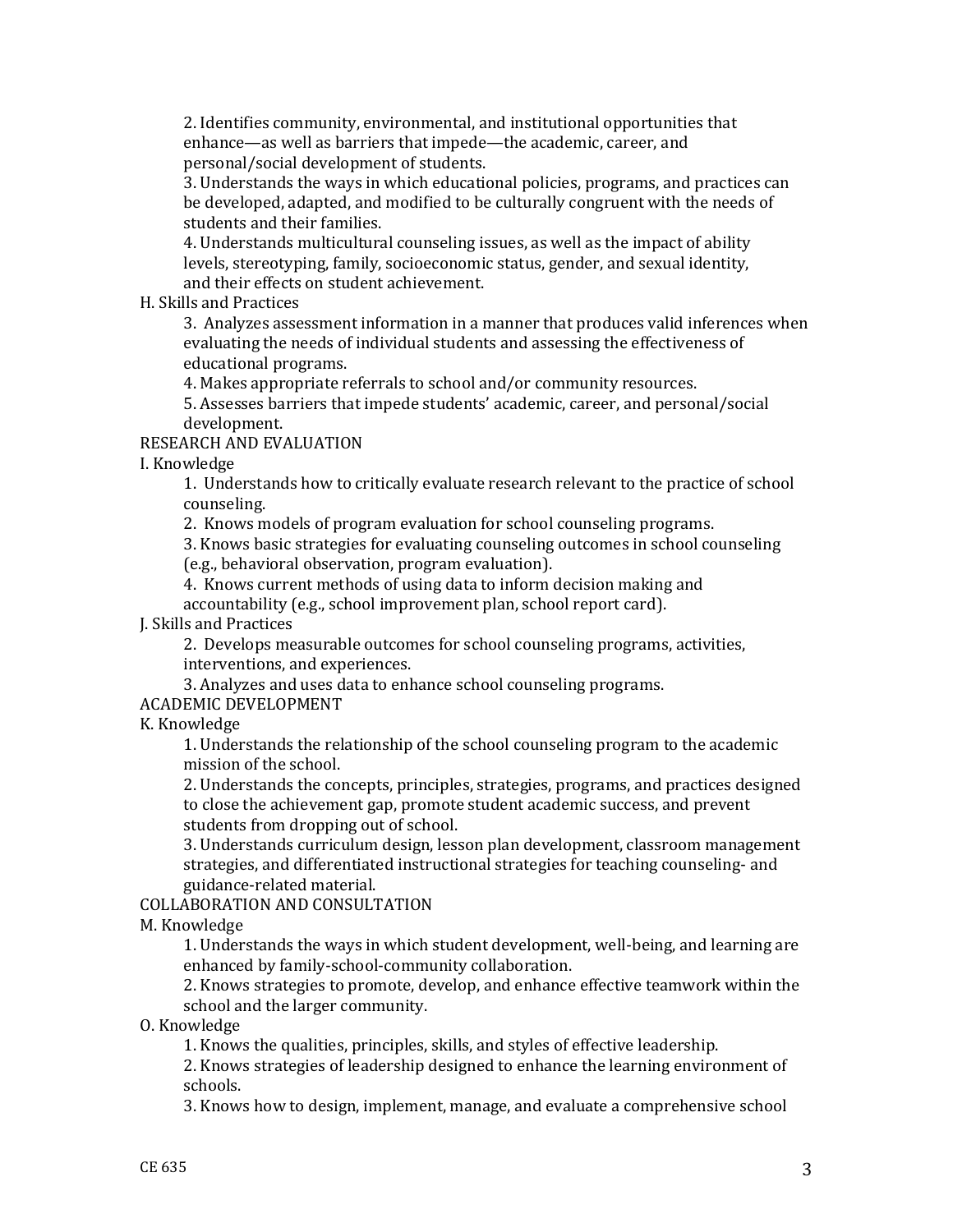2. Identifies community, environmental, and institutional opportunities that enhance—as well as barriers that impede—the academic, career, and personal/social development of students.

3. Understands the ways in which educational policies, programs, and practices can be developed, adapted, and modified to be culturally congruent with the needs of students and their families.

4. Understands multicultural counseling issues, as well as the impact of ability levels, stereotyping, family, socioeconomic status, gender, and sexual identity, and their effects on student achievement.

H. Skills and Practices

3. Analyzes assessment information in a manner that produces valid inferences when evaluating the needs of individual students and assessing the effectiveness of educational programs.

4. Makes appropriate referrals to school and/or community resources.

5. Assesses barriers that impede students' academic, career, and personal/social development.

RESEARCH AND EVALUATION

I. Knowledge

1. Understands how to critically evaluate research relevant to the practice of school counseling.

2. Knows models of program evaluation for school counseling programs.

3. Knows basic strategies for evaluating counseling outcomes in school counseling (e.g., behavioral observation, program evaluation).

4. Knows current methods of using data to inform decision making and accountability (e.g., school improvement plan, school report card).

J. Skills and Practices

2. Develops measurable outcomes for school counseling programs, activities, interventions, and experiences.

3. Analyzes and uses data to enhance school counseling programs.

ACADEMIC DEVELOPMENT

K. Knowledge

1. Understands the relationship of the school counseling program to the academic mission of the school.

2. Understands the concepts, principles, strategies, programs, and practices designed to close the achievement gap, promote student academic success, and prevent students from dropping out of school.

3. Understands curriculum design, lesson plan development, classroom management strategies, and differentiated instructional strategies for teaching counseling- and guidance-related material.

COLLABORATION AND CONSULTATION

M. Knowledge

1. Understands the ways in which student development, well-being, and learning are enhanced by family-school-community collaboration.

2. Knows strategies to promote, develop, and enhance effective teamwork within the school and the larger community.

O. Knowledge

1. Knows the qualities, principles, skills, and styles of effective leadership.

2. Knows strategies of leadership designed to enhance the learning environment of schools.

3. Knows how to design, implement, manage, and evaluate a comprehensive school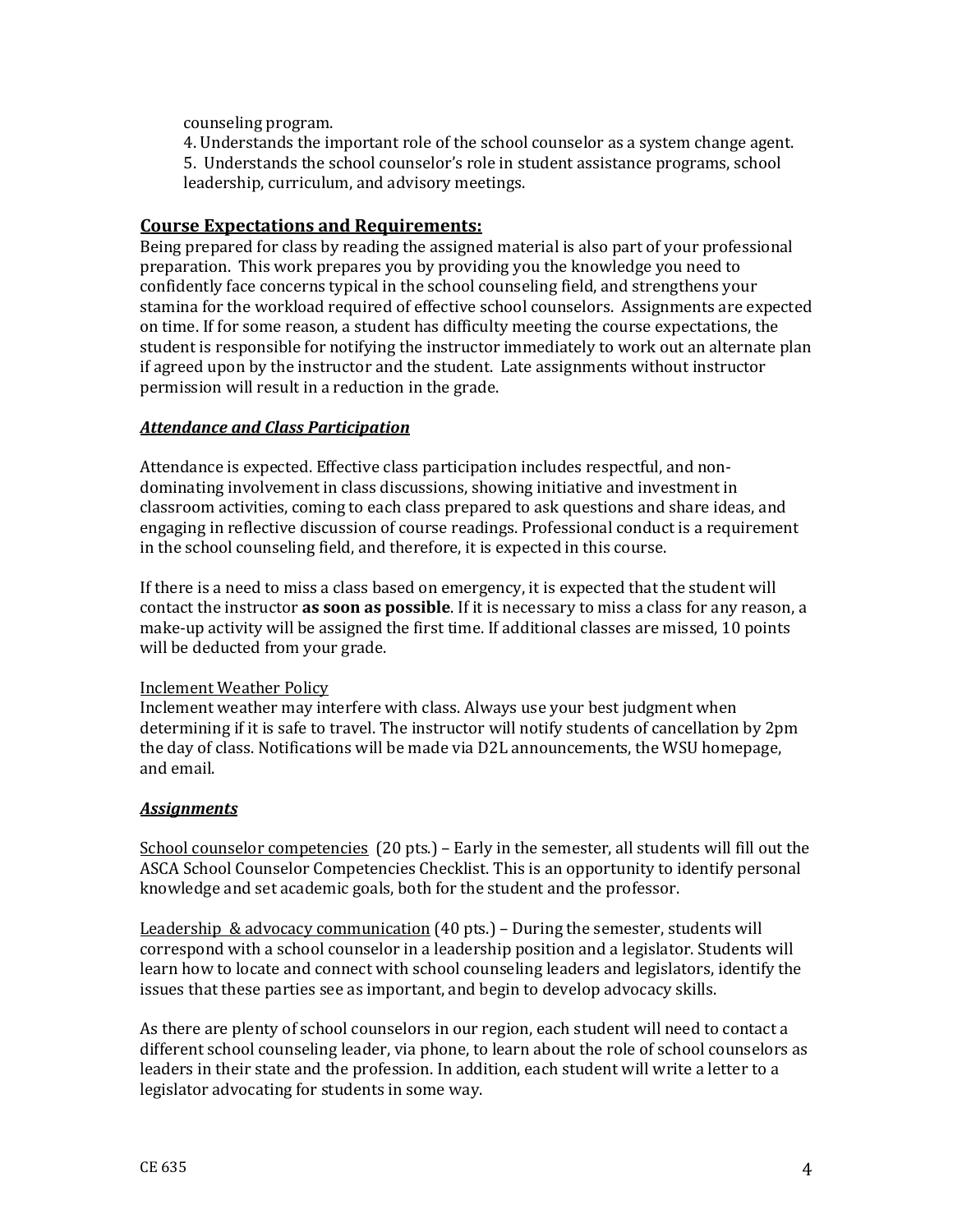counseling program.

4. Understands the important role of the school counselor as a system change agent.
5. Understands the school counselor's role in student assistance programs, school leadership, curriculum, and advisory meetings.

## Course Expectations and Requirements:

Being prepared for class by reading the assigned material is also part of your professional preparation. This work prepares you by providing you the knowledge you need to confidently face concerns typical in the school counseling field, and strengthens your stamina for the workload required of effective school counselors. Assignments are expected on time. If for some reason, a student has difficulty meeting the course expectations, the student is responsible for notifying the instructor immediately to work out an alternate plan if agreed upon by the instructor and the student. Late assignments without instructor permission will result in a reduction in the grade.

### *Attendance and Class Participation*

Attendance is expected. Effective class participation includes respectful, and non-dominating involvement in class discussions, showing initiative and investment in classroom activities, coming to each class prepared to ask questions and share ideas, and engaging in reflective discussion of course readings. Professional conduct is a requirement in the school counseling field, and therefore, it is expected in this course.

If there is a need to miss a class based on emergency, it is expected that the student will contact the instructor **as soon as possible**. If it is necessary to miss a class for any reason, a make-up activity will be assigned the first time. If additional classes are missed, 10 points will be deducted from your grade.

Inclement Weather Policy

Inclement weather may interfere with class. Always use your best judgment when determining if it is safe to travel. The instructor will notify students of cancellation by 2pm the day of class. Notifications will be made via D2L announcements, the WSU homepage, and email.

### *Assignments*

School counselor competencies (20 pts.) – Early in the semester, all students will fill out the ASCA School Counselor Competencies Checklist. This is an opportunity to identify personal knowledge and set academic goals, both for the student and the professor.

Leadership & advocacy communication (40 pts.) – During the semester, students will correspond with a school counselor in a leadership position and a legislator. Students will learn how to locate and connect with school counseling leaders and legislators, identify the issues that these parties see as important, and begin to develop advocacy skills.

As there are plenty of school counselors in our region, each student will need to contact a different school counseling leader, via phone, to learn about the role of school counselors as leaders in their state and the profession. In addition, each student will write a letter to a legislator advocating for students in some way.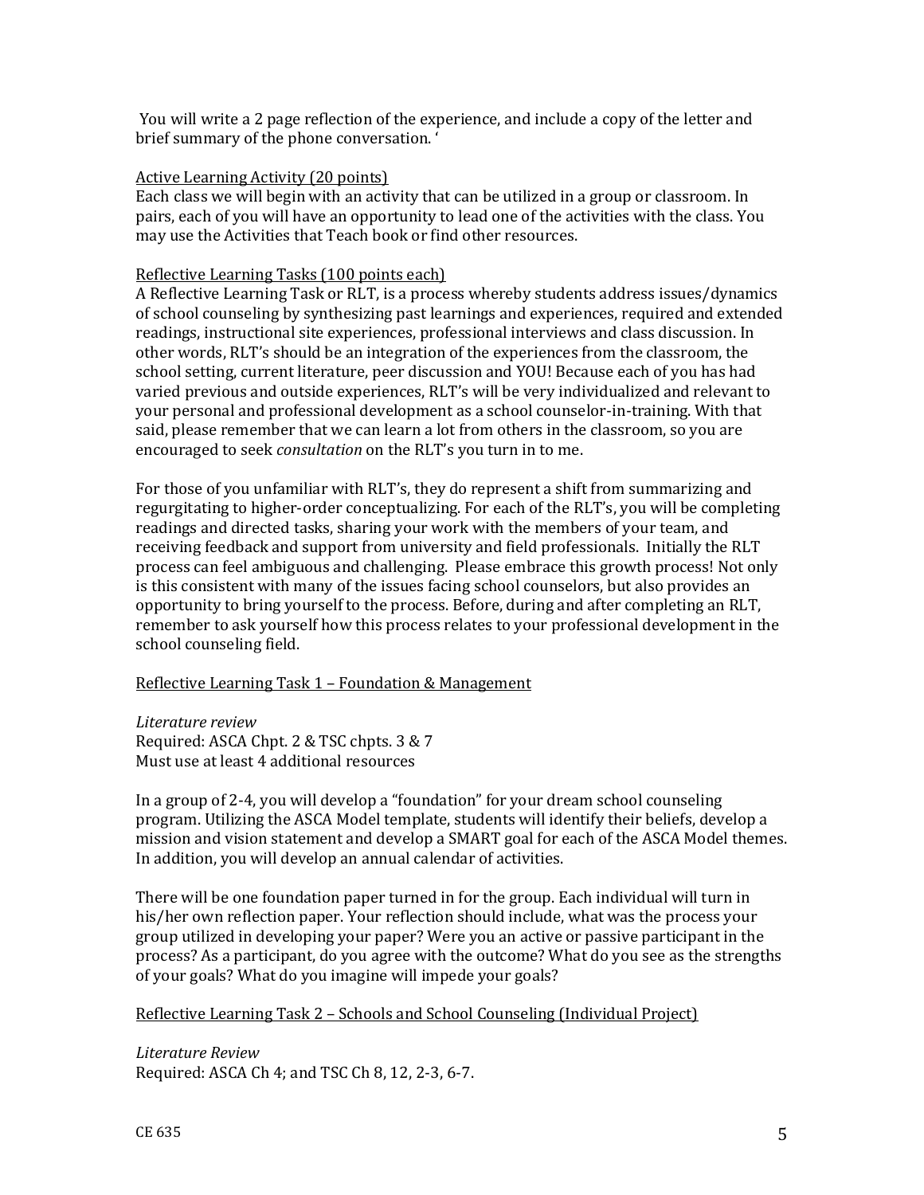You will write a 2 page reflection of the experience, and include a copy of the letter and brief summary of the phone conversation. '

Active Learning Activity (20 points)

Each class we will begin with an activity that can be utilized in a group or classroom. In pairs, each of you will have an opportunity to lead one of the activities with the class. You may use the Activities that Teach book or find other resources.

Reflective Learning Tasks (100 points each)

A Reflective Learning Task or RLT, is a process whereby students address issues/dynamics of school counseling by synthesizing past learnings and experiences, required and extended readings, instructional site experiences, professional interviews and class discussion. In other words, RLT's should be an integration of the experiences from the classroom, the school setting, current literature, peer discussion and YOU! Because each of you has had varied previous and outside experiences, RLT's will be very individualized and relevant to your personal and professional development as a school counselor-in-training. With that said, please remember that we can learn a lot from others in the classroom, so you are encouraged to seek *consultation* on the RLT's you turn in to me.

For those of you unfamiliar with RLT's, they do represent a shift from summarizing and regurgitating to higher-order conceptualizing. For each of the RLT's, you will be completing readings and directed tasks, sharing your work with the members of your team, and receiving feedback and support from university and field professionals. Initially the RLT process can feel ambiguous and challenging. Please embrace this growth process! Not only is this consistent with many of the issues facing school counselors, but also provides an opportunity to bring yourself to the process. Before, during and after completing an RLT, remember to ask yourself how this process relates to your professional development in the school counseling field.

Reflective Learning Task 1 – Foundation & Management

*Literature review*

Required: ASCA Chpt. 2 & TSC chpts. 3 & 7

Must use at least 4 additional resources

In a group of 2-4, you will develop a "foundation" for your dream school counseling program. Utilizing the ASCA Model template, students will identify their beliefs, develop a mission and vision statement and develop a SMART goal for each of the ASCA Model themes. In addition, you will develop an annual calendar of activities.

There will be one foundation paper turned in for the group. Each individual will turn in his/her own reflection paper. Your reflection should include, what was the process your group utilized in developing your paper? Were you an active or passive participant in the process? As a participant, do you agree with the outcome? What do you see as the strengths of your goals? What do you imagine will impede your goals?

Reflective Learning Task 2 – Schools and School Counseling (Individual Project)

*Literature Review*

Required: ASCA Ch 4; and TSC Ch 8, 12, 2-3, 6-7.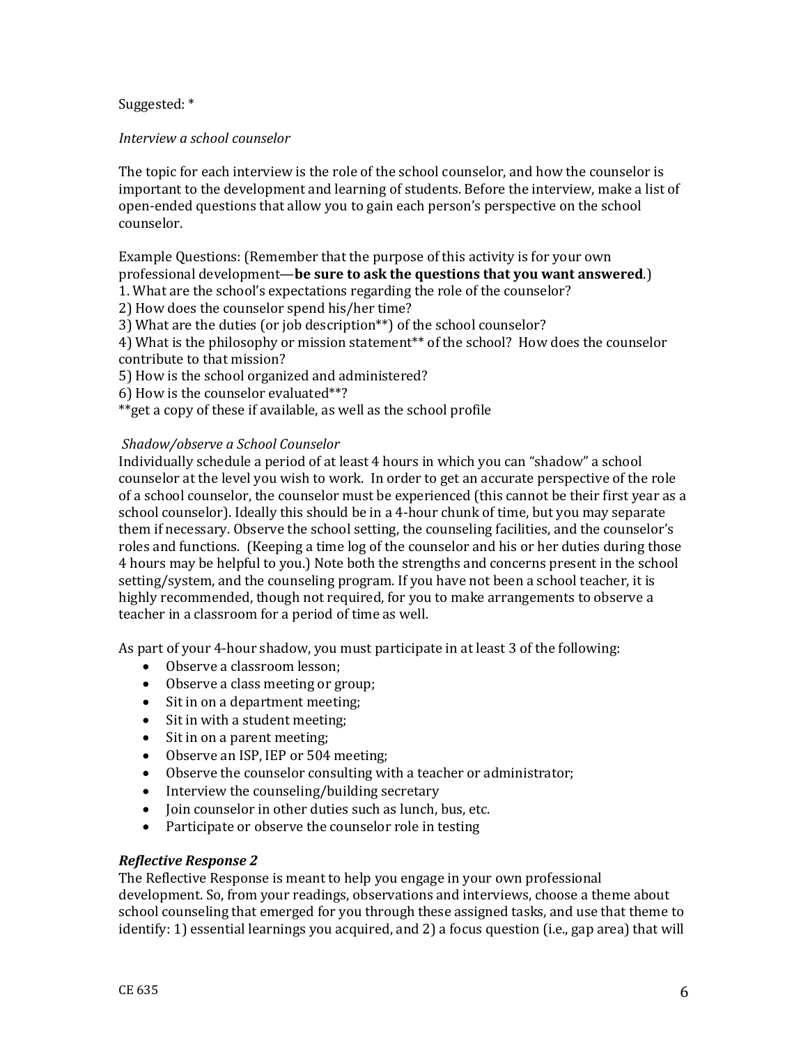Suggested: *

*Interview a school counselor*

The topic for each interview is the role of the school counselor, and how the counselor is important to the development and learning of students. Before the interview, make a list of open-ended questions that allow you to gain each person's perspective on the school counselor.

Example Questions: (Remember that the purpose of this activity is for your own professional development—**be sure to ask the questions that you want answered**.)
1. What are the school's expectations regarding the role of the counselor?
2) How does the counselor spend his/her time?
3) What are the duties (or job description**) of the school counselor?
4) What is the philosophy or mission statement** of the school? How does the counselor contribute to that mission?
5) How is the school organized and administered?
6) How is the counselor evaluated**?
**get a copy of these if available, as well as the school profile

*Shadow/observe a School Counselor*
Individually schedule a period of at least 4 hours in which you can "shadow" a school counselor at the level you wish to work. In order to get an accurate perspective of the role of a school counselor, the counselor must be experienced (this cannot be their first year as a school counselor). Ideally this should be in a 4-hour chunk of time, but you may separate them if necessary. Observe the school setting, the counseling facilities, and the counselor's roles and functions. (Keeping a time log of the counselor and his or her duties during those 4 hours may be helpful to you.) Note both the strengths and concerns present in the school setting/system, and the counseling program. If you have not been a school teacher, it is highly recommended, though not required, for you to make arrangements to observe a teacher in a classroom for a period of time as well.

As part of your 4-hour shadow, you must participate in at least 3 of the following:

- Observe a classroom lesson;
- Observe a class meeting or group;
- Sit in on a department meeting;
- Sit in with a student meeting;
- Sit in on a parent meeting;
- Observe an ISP, IEP or 504 meeting;
- Observe the counselor consulting with a teacher or administrator;
- Interview the counseling/building secretary
- Join counselor in other duties such as lunch, bus, etc.
- Participate or observe the counselor role in testing

***Reflective Response 2***
The Reflective Response is meant to help you engage in your own professional development. So, from your readings, observations and interviews, choose a theme about school counseling that emerged for you through these assigned tasks, and use that theme to identify: 1) essential learnings you acquired, and 2) a focus question (i.e., gap area) that will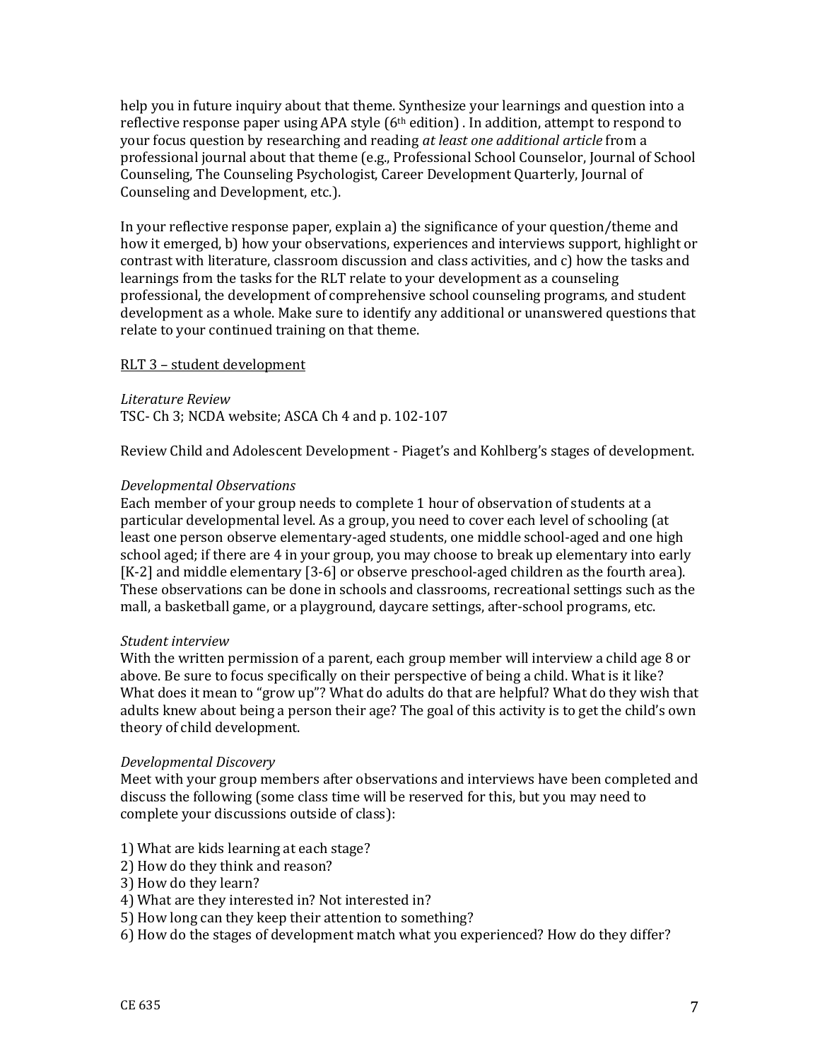help you in future inquiry about that theme. Synthesize your learnings and question into a reflective response paper using APA style (6th edition) . In addition, attempt to respond to your focus question by researching and reading *at least one additional article* from a professional journal about that theme (e.g., Professional School Counselor, Journal of School Counseling, The Counseling Psychologist, Career Development Quarterly, Journal of Counseling and Development, etc.).

In your reflective response paper, explain a) the significance of your question/theme and how it emerged, b) how your observations, experiences and interviews support, highlight or contrast with literature, classroom discussion and class activities, and c) how the tasks and learnings from the tasks for the RLT relate to your development as a counseling professional, the development of comprehensive school counseling programs, and student development as a whole. Make sure to identify any additional or unanswered questions that relate to your continued training on that theme.

<u>RLT 3 – student development</u>

*Literature Review*
TSC- Ch 3; NCDA website; ASCA Ch 4 and p. 102-107

Review Child and Adolescent Development - Piaget's and Kohlberg's stages of development.

*Developmental Observations*
Each member of your group needs to complete 1 hour of observation of students at a particular developmental level. As a group, you need to cover each level of schooling (at least one person observe elementary-aged students, one middle school-aged and one high school aged; if there are 4 in your group, you may choose to break up elementary into early [K-2] and middle elementary [3-6] or observe preschool-aged children as the fourth area). These observations can be done in schools and classrooms, recreational settings such as the mall, a basketball game, or a playground, daycare settings, after-school programs, etc.

*Student interview*
With the written permission of a parent, each group member will interview a child age 8 or above. Be sure to focus specifically on their perspective of being a child. What is it like? What does it mean to "grow up"? What do adults do that are helpful? What do they wish that adults knew about being a person their age? The goal of this activity is to get the child's own theory of child development.

*Developmental Discovery*
Meet with your group members after observations and interviews have been completed and discuss the following (some class time will be reserved for this, but you may need to complete your discussions outside of class):

1) What are kids learning at each stage?
2) How do they think and reason?
3) How do they learn?
4) What are they interested in? Not interested in?
5) How long can they keep their attention to something?
6) How do the stages of development match what you experienced? How do they differ?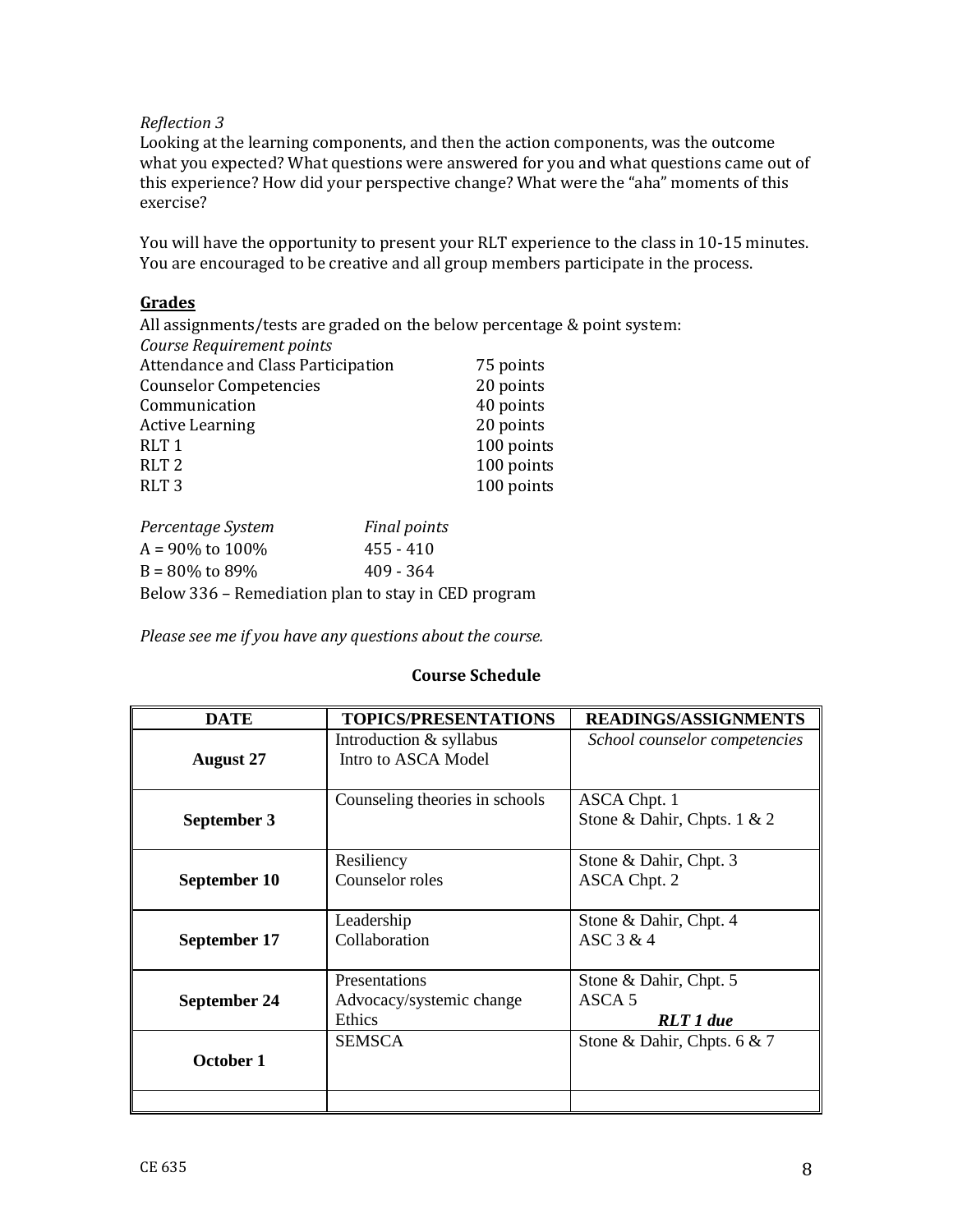*Reflection 3*

Looking at the learning components, and then the action components, was the outcome what you expected? What questions were answered for you and what questions came out of this experience? How did your perspective change? What were the "aha" moments of this exercise?

You will have the opportunity to present your RLT experience to the class in 10-15 minutes. You are encouraged to be creative and all group members participate in the process.

## Grades

All assignments/tests are graded on the below percentage & point system:

*Course Requirement points*

| | |
|---|---|
| Attendance and Class Participation | 75 points |
| Counselor Competencies | 20 points |
| Communication | 40 points |
| Active Learning | 20 points |
| RLT 1 | 100 points |
| RLT 2 | 100 points |
| RLT 3 | 100 points |

| *Percentage System* | *Final points* |
|---|---|
| A = 90% to 100% | 455 - 410 |
| B = 80% to 89% | 409 - 364 |

Below 336 – Remediation plan to stay in CED program

*Please see me if you have any questions about the course.*

### Course Schedule

| DATE | TOPICS/PRESENTATIONS | READINGS/ASSIGNMENTS |
|---|---|---|
| **August 27** | Introduction & syllabus<br>Intro to ASCA Model | *School counselor competencies* |
| **September 3** | Counseling theories in schools | ASCA Chpt. 1<br>Stone & Dahir, Chpts. 1 & 2 |
| **September 10** | Resiliency<br>Counselor roles | Stone & Dahir, Chpt. 3<br>ASCA Chpt. 2 |
| **September 17** | Leadership<br>Collaboration | Stone & Dahir, Chpt. 4<br>ASC 3 & 4 |
| **September 24** | Presentations<br>Advocacy/systemic change<br>Ethics | Stone & Dahir, Chpt. 5<br>ASCA 5<br>***RLT 1 due*** |
| **October 1** | SEMSCA | Stone & Dahir, Chpts. 6 & 7 |
| | | |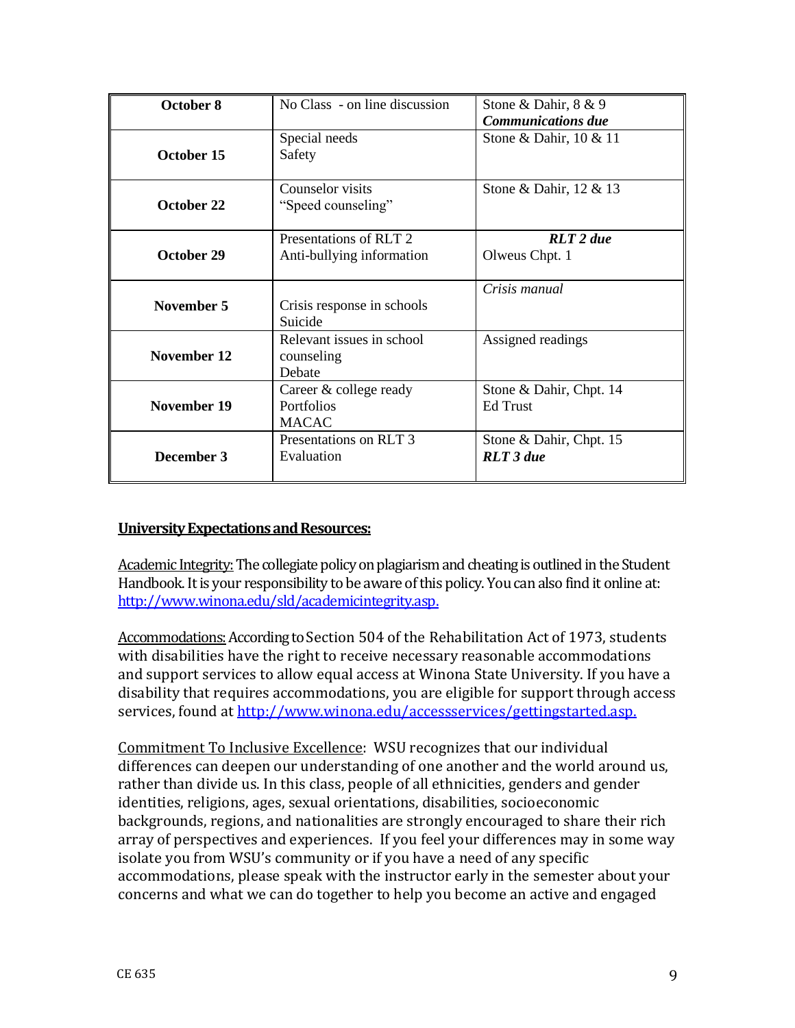| | | |
|---|---|---|
| **October 8** | No Class - on line discussion | Stone & Dahir, 8 & 9<br>***Communications due*** |
| **October 15** | Special needs<br>Safety | Stone & Dahir, 10 & 11 |
| **October 22** | Counselor visits<br>"Speed counseling" | Stone & Dahir, 12 & 13 |
| **October 29** | Presentations of RLT 2<br>Anti-bullying information | ***RLT 2 due***<br>Olweus Chpt. 1 |
| **November 5** | Crisis response in schools<br>Suicide | *Crisis manual* |
| **November 12** | Relevant issues in school counseling<br>Debate | Assigned readings |
| **November 19** | Career & college ready<br>Portfolios<br>MACAC | Stone & Dahir, Chpt. 14<br>Ed Trust |
| **December 3** | Presentations on RLT 3<br>Evaluation | Stone & Dahir, Chpt. 15<br>***RLT 3 due*** |

**University Expectations and Resources:**

Academic Integrity: The collegiate policy on plagiarism and cheating is outlined in the Student Handbook. It is your responsibility to be aware of this policy. You can also find it online at: http://www.winona.edu/sld/academicintegrity.asp.

Accommodations: According to Section 504 of the Rehabilitation Act of 1973, students with disabilities have the right to receive necessary reasonable accommodations and support services to allow equal access at Winona State University. If you have a disability that requires accommodations, you are eligible for support through access services, found at http://www.winona.edu/accessservices/gettingstarted.asp.

Commitment To Inclusive Excellence: WSU recognizes that our individual differences can deepen our understanding of one another and the world around us, rather than divide us. In this class, people of all ethnicities, genders and gender identities, religions, ages, sexual orientations, disabilities, socioeconomic backgrounds, regions, and nationalities are strongly encouraged to share their rich array of perspectives and experiences. If you feel your differences may in some way isolate you from WSU's community or if you have a need of any specific accommodations, please speak with the instructor early in the semester about your concerns and what we can do together to help you become an active and engaged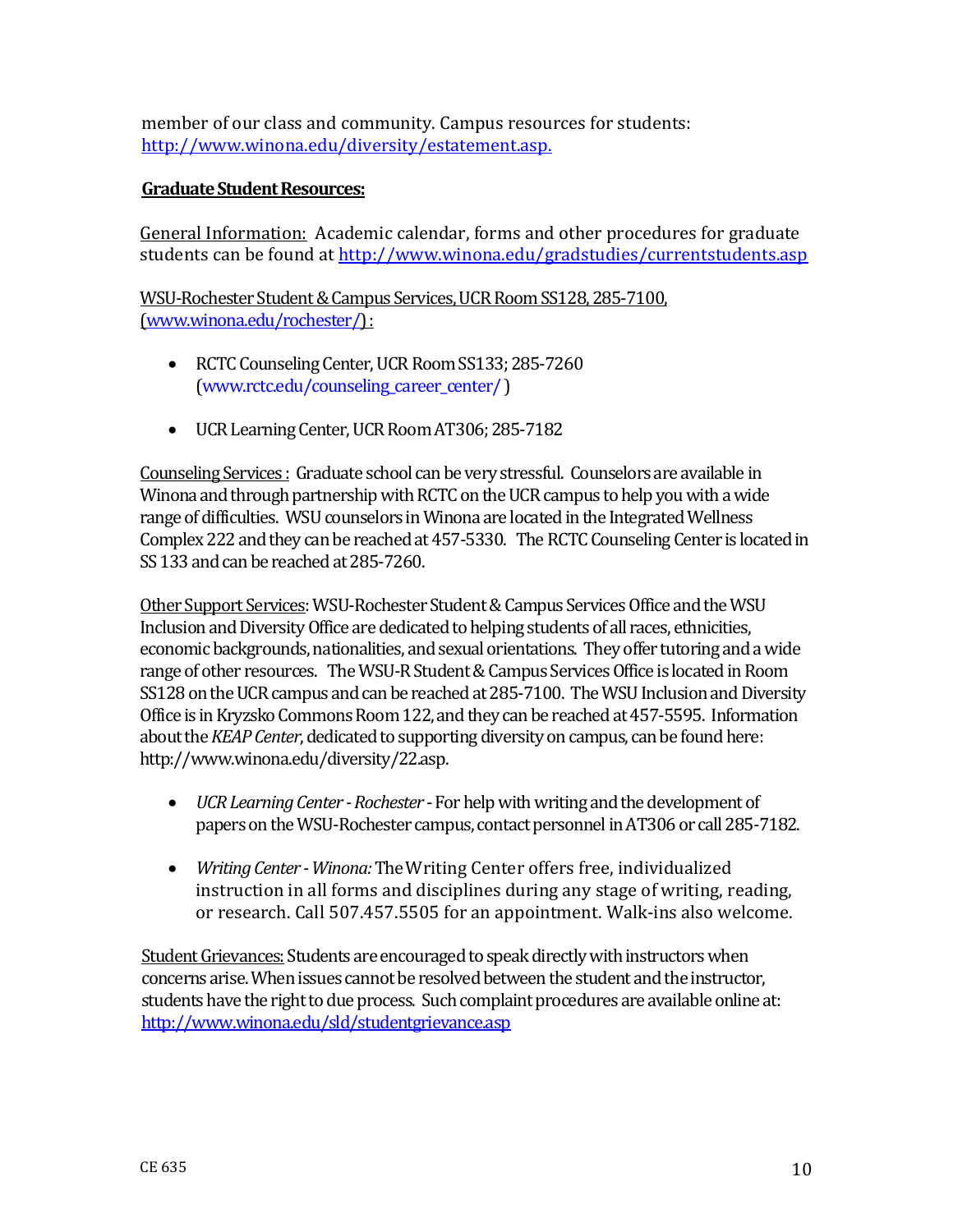member of our class and community. Campus resources for students: [http://www.winona.edu/diversity/estatement.asp.](http://www.winona.edu/diversity/estatement.asp)

**Graduate Student Resources:**

General Information: Academic calendar, forms and other procedures for graduate students can be found at [http://www.winona.edu/gradstudies/currentstudents.asp](http://www.winona.edu/gradstudies/currentstudents.asp)

WSU-Rochester Student & Campus Services, UCR Room SS128, 285-7100, ([www.winona.edu/rochester/](http://www.winona.edu/rochester/)) :

- RCTC Counseling Center, UCR Room SS133; 285-7260 ([www.rctc.edu/counseling_career_center/](http://www.rctc.edu/counseling_career_center/) )
- UCR Learning Center, UCR Room AT306; 285-7182

Counseling Services : Graduate school can be very stressful. Counselors are available in Winona and through partnership with RCTC on the UCR campus to help you with a wide range of difficulties. WSU counselors in Winona are located in the Integrated Wellness Complex 222 and they can be reached at 457-5330. The RCTC Counseling Center is located in SS 133 and can be reached at 285-7260.

Other Support Services: WSU-Rochester Student & Campus Services Office and the WSU Inclusion and Diversity Office are dedicated to helping students of all races, ethnicities, economic backgrounds, nationalities, and sexual orientations. They offer tutoring and a wide range of other resources. The WSU-R Student & Campus Services Office is located in Room SS128 on the UCR campus and can be reached at 285-7100. The WSU Inclusion and Diversity Office is in Kryzsko Commons Room 122, and they can be reached at 457-5595. Information about the *KEAP Center*, dedicated to supporting diversity on campus, can be found here: http://www.winona.edu/diversity/22.asp.

- *UCR Learning Center - Rochester* - For help with writing and the development of papers on the WSU-Rochester campus, contact personnel in AT306 or call 285-7182.
- *Writing Center - Winona:* The Writing Center offers free, individualized instruction in all forms and disciplines during any stage of writing, reading, or research. Call 507.457.5505 for an appointment. Walk-ins also welcome.

Student Grievances: Students are encouraged to speak directly with instructors when concerns arise. When issues cannot be resolved between the student and the instructor, students have the right to due process. Such complaint procedures are available online at: [http://www.winona.edu/sld/studentgrievance.asp](http://www.winona.edu/sld/studentgrievance.asp)